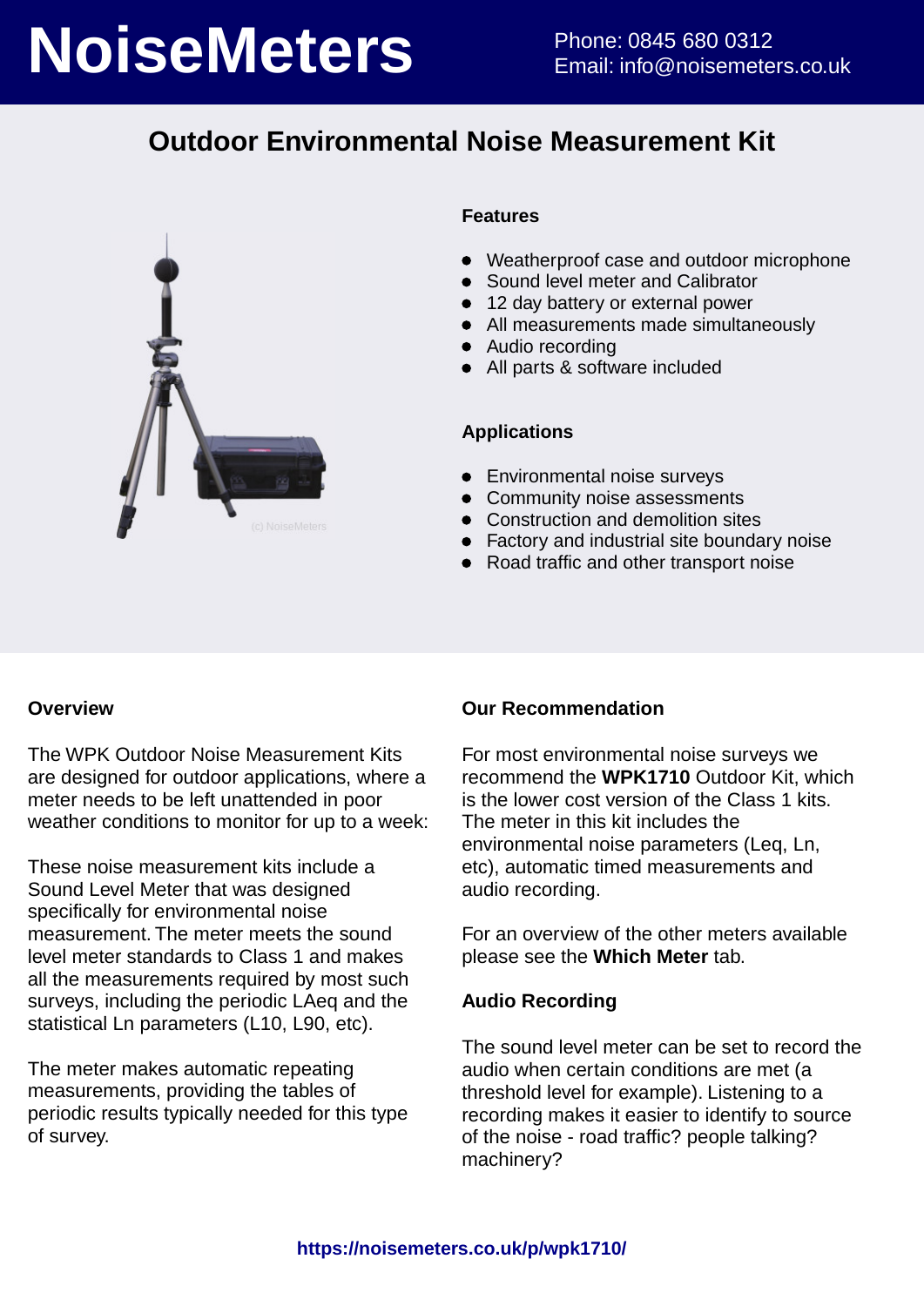# NoiseMeters

Phone: 0845 680 0312
Email: info@noisemeters.co.uk

## Outdoor Environmental Noise Measurement Kit

(c) NoiseMeters

### Features

- Weatherproof case and outdoor microphone
- Sound level meter and Calibrator
- 12 day battery or external power
- All measurements made simultaneously
- Audio recording
- All parts & software included

### Applications

- Environmental noise surveys
- Community noise assessments
- Construction and demolition sites
- Factory and industrial site boundary noise
- Road traffic and other transport noise

### Overview

The WPK Outdoor Noise Measurement Kits are designed for outdoor applications, where a meter needs to be left unattended in poor weather conditions to monitor for up to a week:

These noise measurement kits include a Sound Level Meter that was designed specifically for environmental noise measurement. The meter meets the sound level meter standards to Class 1 and makes all the measurements required by most such surveys, including the periodic LAeq and the statistical Ln parameters (L10, L90, etc).

The meter makes automatic repeating measurements, providing the tables of periodic results typically needed for this type of survey.

### Our Recommendation

For most environmental noise surveys we recommend the **WPK1710** Outdoor Kit, which is the lower cost version of the Class 1 kits. The meter in this kit includes the environmental noise parameters (Leq, Ln, etc), automatic timed measurements and audio recording.

For an overview of the other meters available please see the **Which Meter** tab.

### Audio Recording

The sound level meter can be set to record the audio when certain conditions are met (a threshold level for example). Listening to a recording makes it easier to identify to source of the noise - road traffic? people talking? machinery?

**https://noisemeters.co.uk/p/wpk1710/**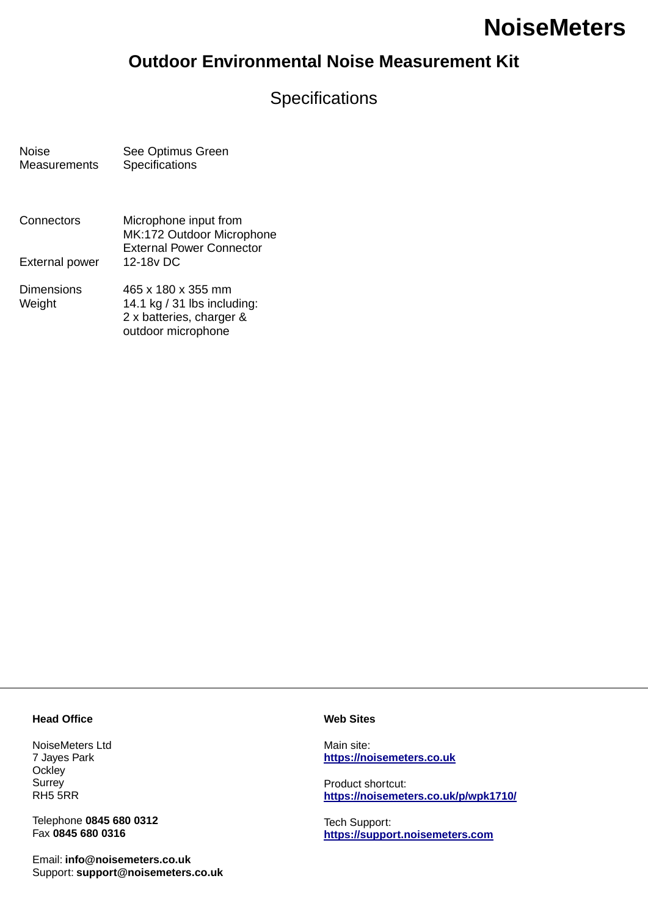# NoiseMeters

## Outdoor Environmental Noise Measurement Kit

### Specifications

| | |
|---|---|
| Noise Measurements | See Optimus Green Specifications |
| Connectors | Microphone input from MK:172 Outdoor Microphone<br>External Power Connector |
| External power | 12-18v DC |
| Dimensions | 465 x 180 x 355 mm |
| Weight | 14.1 kg / 31 lbs including: 2 x batteries, charger & outdoor microphone |

**Head Office**

NoiseMeters Ltd
7 Jayes Park
Ockley
Surrey
RH5 5RR

Telephone **0845 680 0312**
Fax **0845 680 0316**

Email: **info@noisemeters.co.uk**
Support: **support@noisemeters.co.uk**

**Web Sites**

Main site:
**https://noisemeters.co.uk**

Product shortcut:
**https://noisemeters.co.uk/p/wpk1710/**

Tech Support:
**https://support.noisemeters.com**